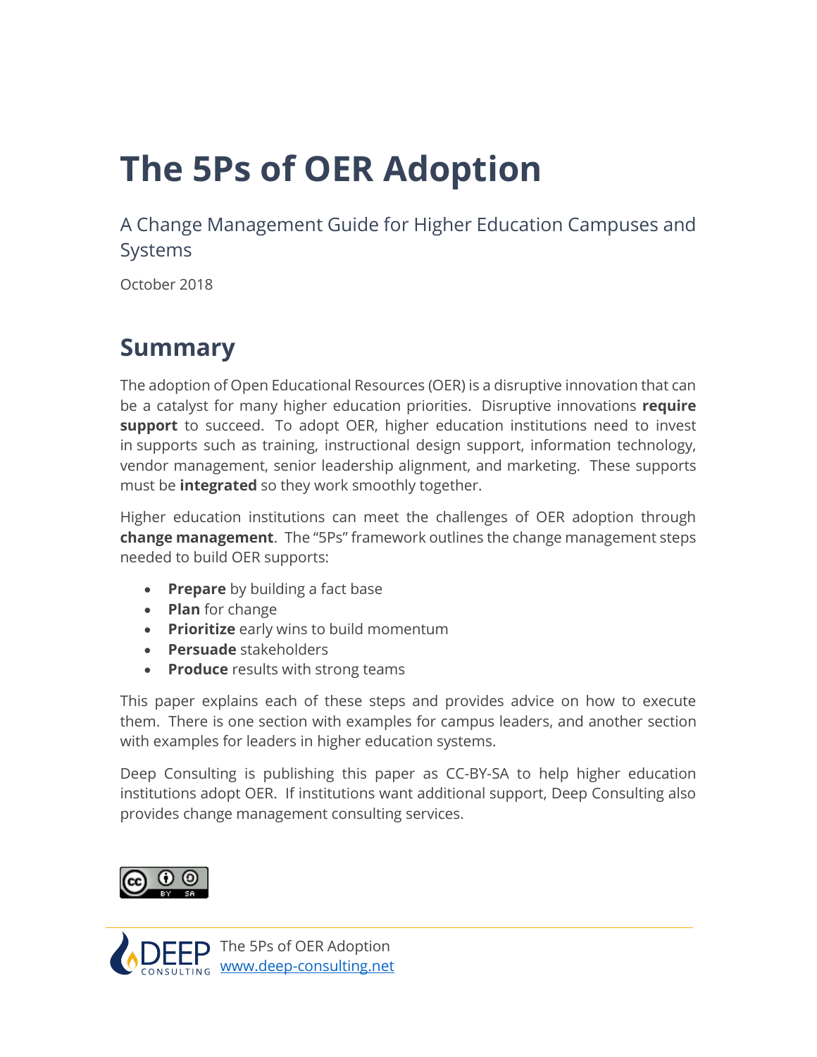# The 5Ps of OER Adoption

A Change Management Guide for Higher Education Campuses and Systems

October 2018

## Summary

The adoption of Open Educational Resources (OER) is a disruptive innovation that can be a catalyst for many higher education priorities. Disruptive innovations **require support** to succeed. To adopt OER, higher education institutions need to invest in supports such as training, instructional design support, information technology, vendor management, senior leadership alignment, and marketing. These supports must be **integrated** so they work smoothly together.

Higher education institutions can meet the challenges of OER adoption through **change management**. The "5Ps" framework outlines the change management steps needed to build OER supports:

- **Prepare** by building a fact base
- **Plan** for change
- **Prioritize** early wins to build momentum
- **Persuade** stakeholders
- **Produce** results with strong teams

This paper explains each of these steps and provides advice on how to execute them. There is one section with examples for campus leaders, and another section with examples for leaders in higher education systems.

Deep Consulting is publishing this paper as CC-BY-SA to help higher education institutions adopt OER. If institutions want additional support, Deep Consulting also provides change management consulting services.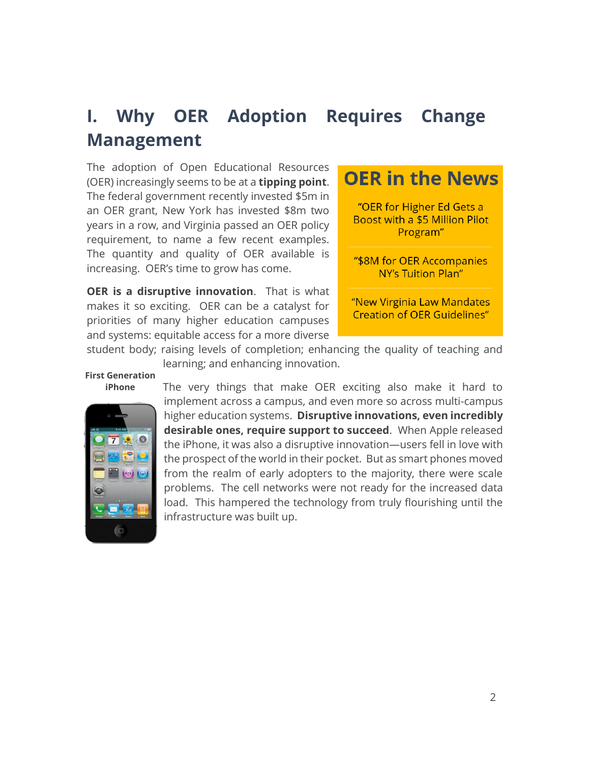# I. Why OER Adoption Requires Change Management

The adoption of Open Educational Resources (OER) increasingly seems to be at a **tipping point**. The federal government recently invested $5m in an OER grant, New York has invested $8m two years in a row, and Virginia passed an OER policy requirement, to name a few recent examples. The quantity and quality of OER available is increasing. OER's time to grow has come.

> **OER in the News**
>
> "OER for Higher Ed Gets a Boost with a $5 Million Pilot Program"
>
> "$8M for OER Accompanies NY's Tuition Plan"
>
> "New Virginia Law Mandates Creation of OER Guidelines"

**OER is a disruptive innovation**. That is what makes it so exciting. OER can be a catalyst for priorities of many higher education campuses and systems: equitable access for a more diverse student body; raising levels of completion; enhancing the quality of teaching and learning; and enhancing innovation.

**First Generation iPhone**

The very things that make OER exciting also make it hard to implement across a campus, and even more so across multi-campus higher education systems. **Disruptive innovations, even incredibly desirable ones, require support to succeed**. When Apple released the iPhone, it was also a disruptive innovation—users fell in love with the prospect of the world in their pocket. But as smart phones moved from the realm of early adopters to the majority, there were scale problems. The cell networks were not ready for the increased data load. This hampered the technology from truly flourishing until the infrastructure was built up.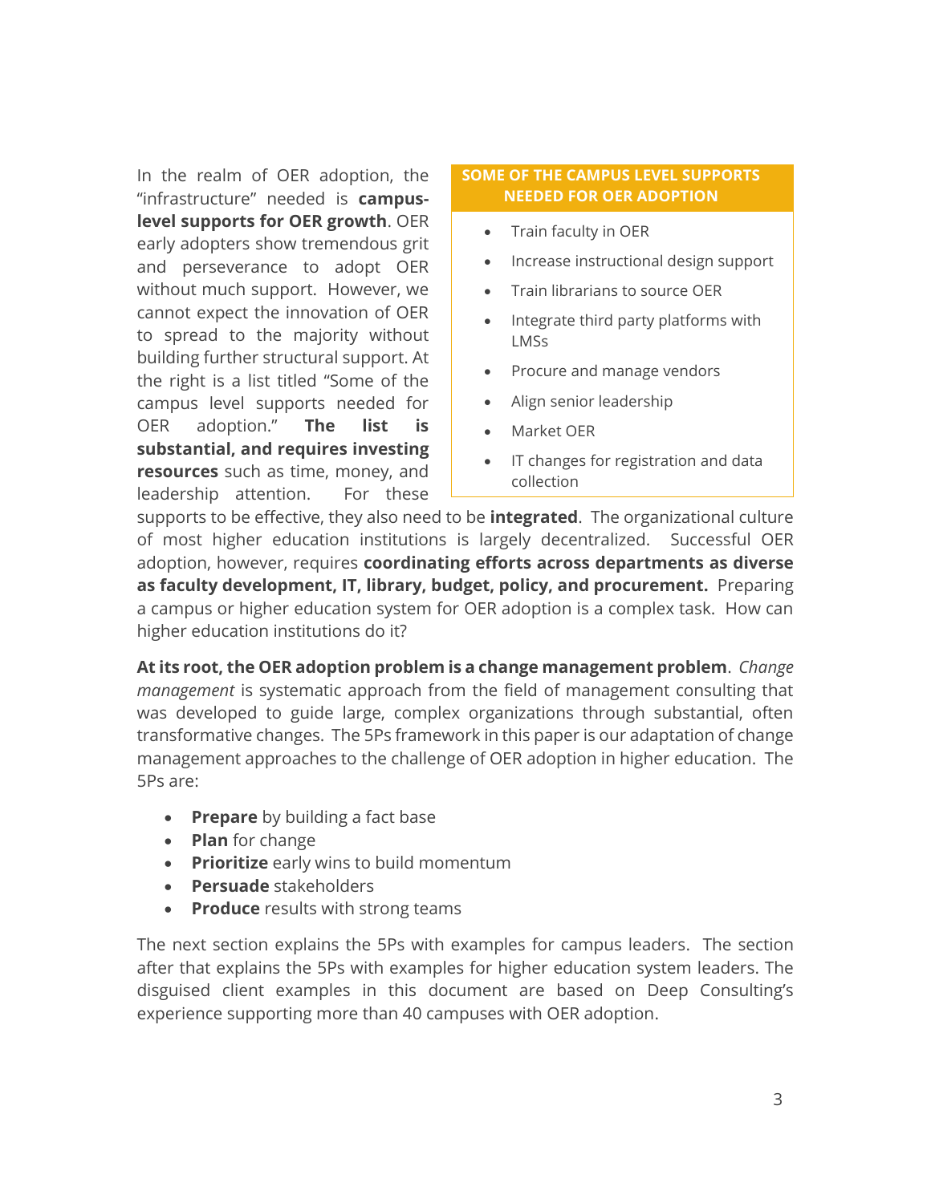In the realm of OER adoption, the "infrastructure" needed is **campus-level supports for OER growth**. OER early adopters show tremendous grit and perseverance to adopt OER without much support. However, we cannot expect the innovation of OER to spread to the majority without building further structural support. At the right is a list titled "Some of the campus level supports needed for OER adoption." **The list is substantial, and requires investing resources** such as time, money, and leadership attention. For these supports to be effective, they also need to be **integrated**. The organizational culture of most higher education institutions is largely decentralized. Successful OER adoption, however, requires **coordinating efforts across departments as diverse as faculty development, IT, library, budget, policy, and procurement.** Preparing a campus or higher education system for OER adoption is a complex task. How can higher education institutions do it?

**SOME OF THE CAMPUS LEVEL SUPPORTS NEEDED FOR OER ADOPTION**

- Train faculty in OER
- Increase instructional design support
- Train librarians to source OER
- Integrate third party platforms with LMSs
- Procure and manage vendors
- Align senior leadership
- Market OER
- IT changes for registration and data collection

**At its root, the OER adoption problem is a change management problem**. *Change management* is systematic approach from the field of management consulting that was developed to guide large, complex organizations through substantial, often transformative changes. The 5Ps framework in this paper is our adaptation of change management approaches to the challenge of OER adoption in higher education. The 5Ps are:

- **Prepare** by building a fact base
- **Plan** for change
- **Prioritize** early wins to build momentum
- **Persuade** stakeholders
- **Produce** results with strong teams

The next section explains the 5Ps with examples for campus leaders. The section after that explains the 5Ps with examples for higher education system leaders. The disguised client examples in this document are based on Deep Consulting's experience supporting more than 40 campuses with OER adoption.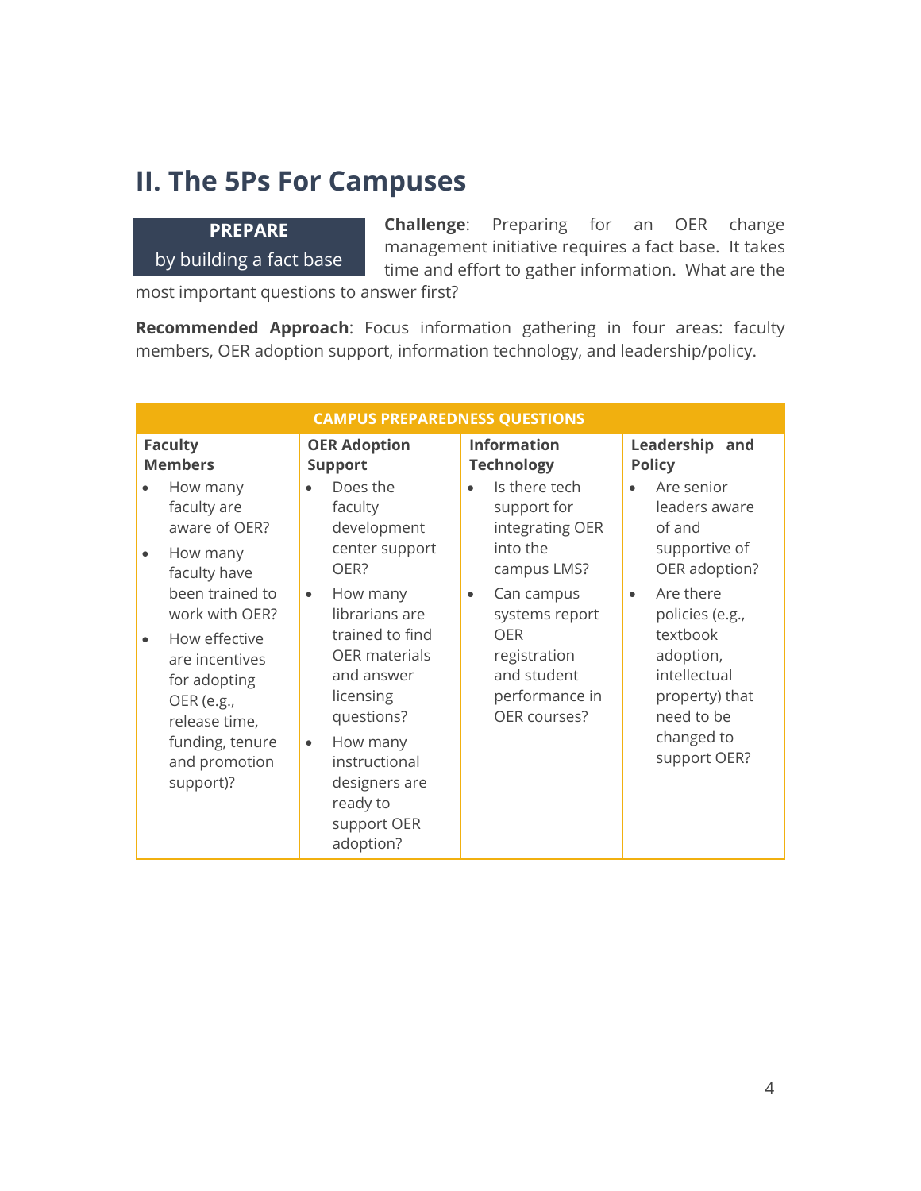## II. The 5Ps For Campuses

**PREPARE**
by building a fact base

**Challenge**: Preparing for an OER change management initiative requires a fact base. It takes time and effort to gather information. What are the most important questions to answer first?

**Recommended Approach**: Focus information gathering in four areas: faculty members, OER adoption support, information technology, and leadership/policy.

| CAMPUS PREPAREDNESS QUESTIONS | | | |
|---|---|---|---|
| **Faculty Members** | **OER Adoption Support** | **Information Technology** | **Leadership and Policy** |
| • How many faculty are aware of OER?<br>• How many faculty have been trained to work with OER?<br>• How effective are incentives for adopting OER (e.g., release time, funding, tenure and promotion support)? | • Does the faculty development center support OER?<br>• How many librarians are trained to find OER materials and answer licensing questions?<br>• How many instructional designers are ready to support OER adoption? | • Is there tech support for integrating OER into the campus LMS?<br>• Can campus systems report OER registration and student performance in OER courses? | • Are senior leaders aware of and supportive of OER adoption?<br>• Are there policies (e.g., textbook adoption, intellectual property) that need to be changed to support OER? |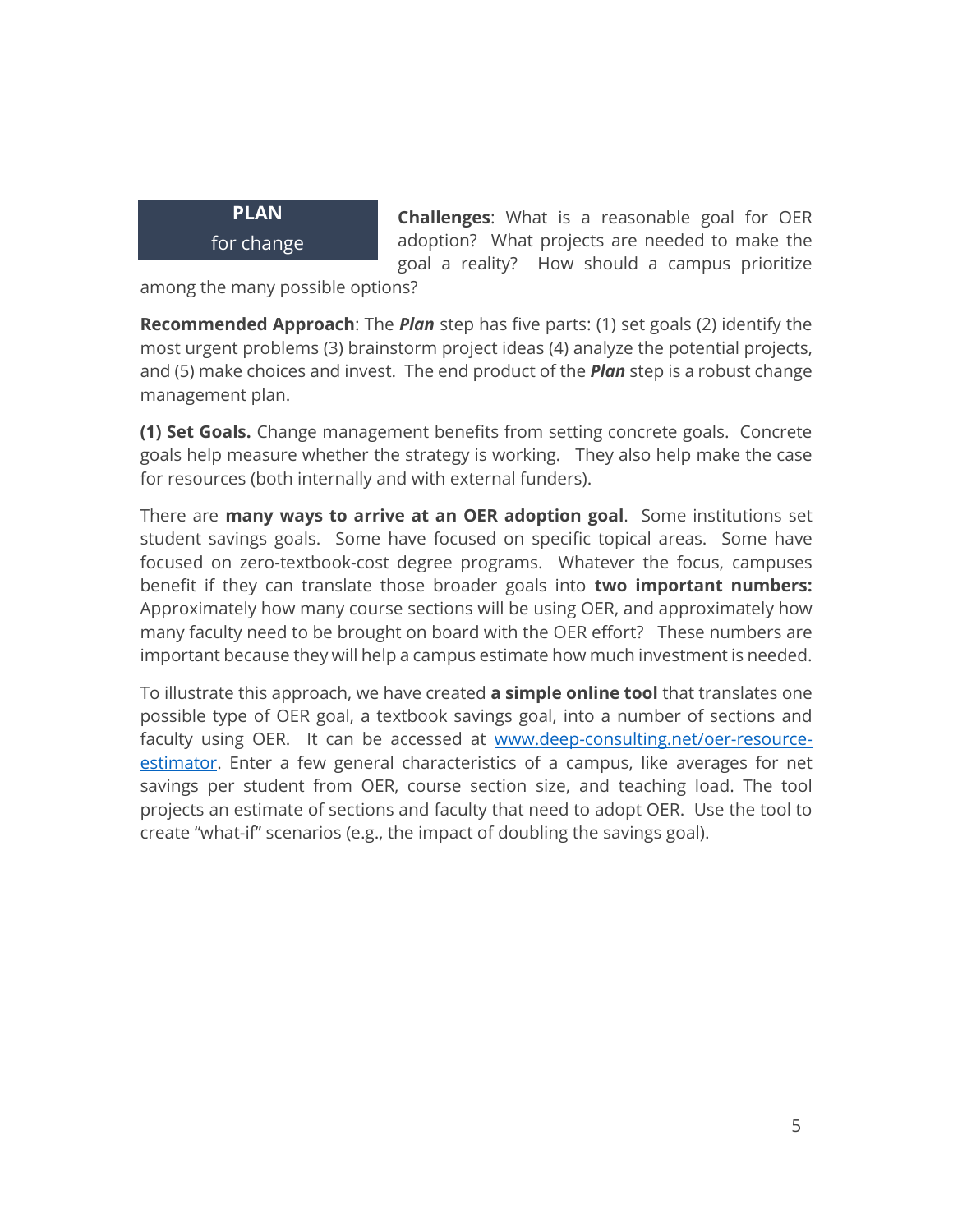## PLAN for change

**Challenges**: What is a reasonable goal for OER adoption? What projects are needed to make the goal a reality? How should a campus prioritize among the many possible options?

**Recommended Approach**: The ***Plan*** step has five parts: (1) set goals (2) identify the most urgent problems (3) brainstorm project ideas (4) analyze the potential projects, and (5) make choices and invest. The end product of the ***Plan*** step is a robust change management plan.

**(1) Set Goals.** Change management benefits from setting concrete goals. Concrete goals help measure whether the strategy is working. They also help make the case for resources (both internally and with external funders).

There are **many ways to arrive at an OER adoption goal**. Some institutions set student savings goals. Some have focused on specific topical areas. Some have focused on zero-textbook-cost degree programs. Whatever the focus, campuses benefit if they can translate those broader goals into **two important numbers:** Approximately how many course sections will be using OER, and approximately how many faculty need to be brought on board with the OER effort? These numbers are important because they will help a campus estimate how much investment is needed.

To illustrate this approach, we have created **a simple online tool** that translates one possible type of OER goal, a textbook savings goal, into a number of sections and faculty using OER. It can be accessed at [www.deep-consulting.net/oer-resource-estimator](http://www.deep-consulting.net/oer-resource-estimator). Enter a few general characteristics of a campus, like averages for net savings per student from OER, course section size, and teaching load. The tool projects an estimate of sections and faculty that need to adopt OER. Use the tool to create "what-if" scenarios (e.g., the impact of doubling the savings goal).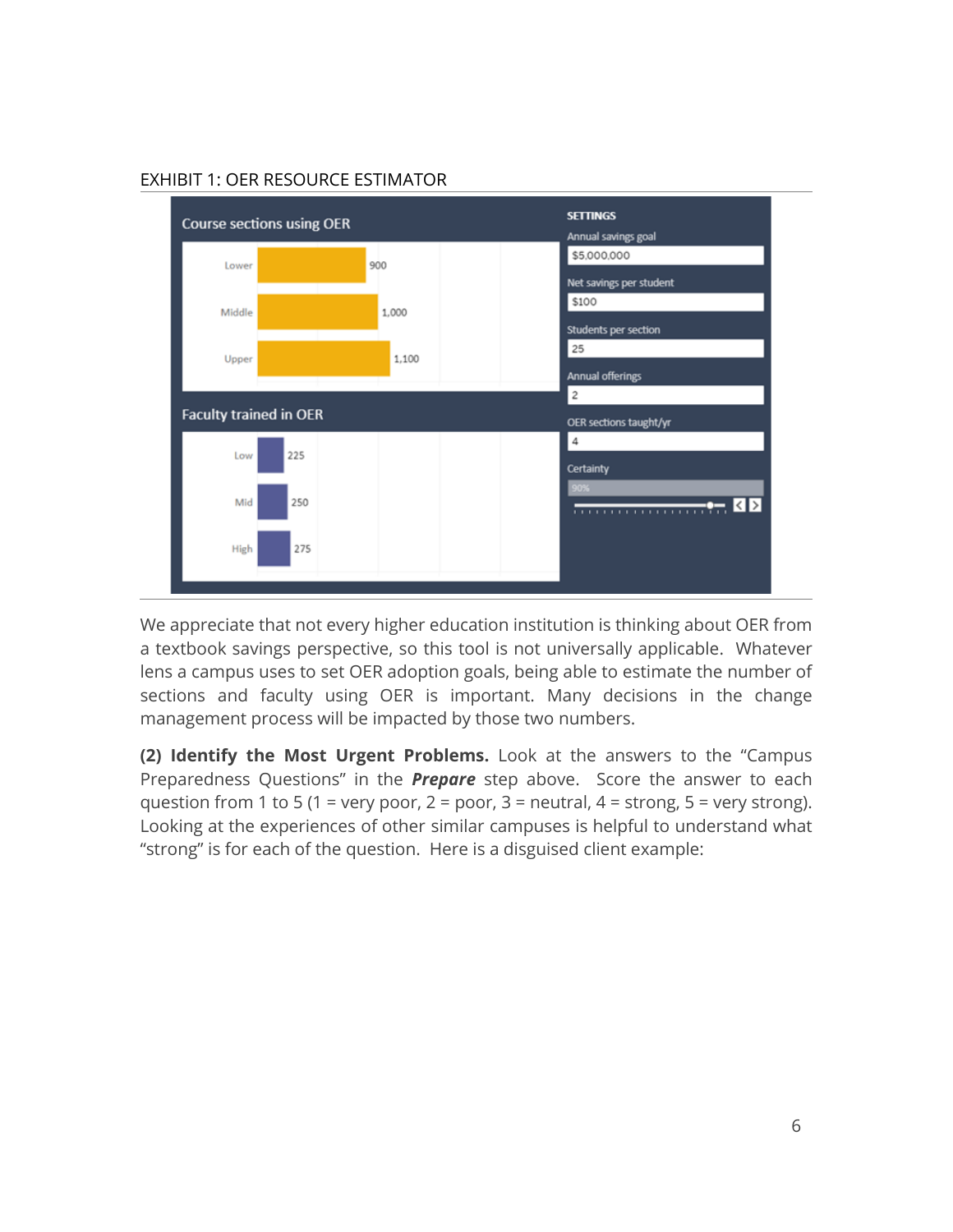EXHIBIT 1: OER RESOURCE ESTIMATOR

**Course sections using OER**

| | |
|---|---|
| Lower | 900 |
| Middle | 1,000 |
| Upper | 1,100 |

**Faculty trained in OER**

| | |
|---|---|
| Low | 225 |
| Mid | 250 |
| High | 275 |

**SETTINGS**

| Setting | Value |
|---|---|
| Annual savings goal | $5,000,000 |
| Net savings per student | $100 |
| Students per section | 25 |
| Annual offerings | 2 |
| OER sections taught/yr | 4 |
| Certainty | 90% |

We appreciate that not every higher education institution is thinking about OER from a textbook savings perspective, so this tool is not universally applicable. Whatever lens a campus uses to set OER adoption goals, being able to estimate the number of sections and faculty using OER is important. Many decisions in the change management process will be impacted by those two numbers.

**(2) Identify the Most Urgent Problems.** Look at the answers to the "Campus Preparedness Questions" in the ***Prepare*** step above. Score the answer to each question from 1 to 5 (1 = very poor, 2 = poor, 3 = neutral, 4 = strong, 5 = very strong). Looking at the experiences of other similar campuses is helpful to understand what "strong" is for each of the question. Here is a disguised client example: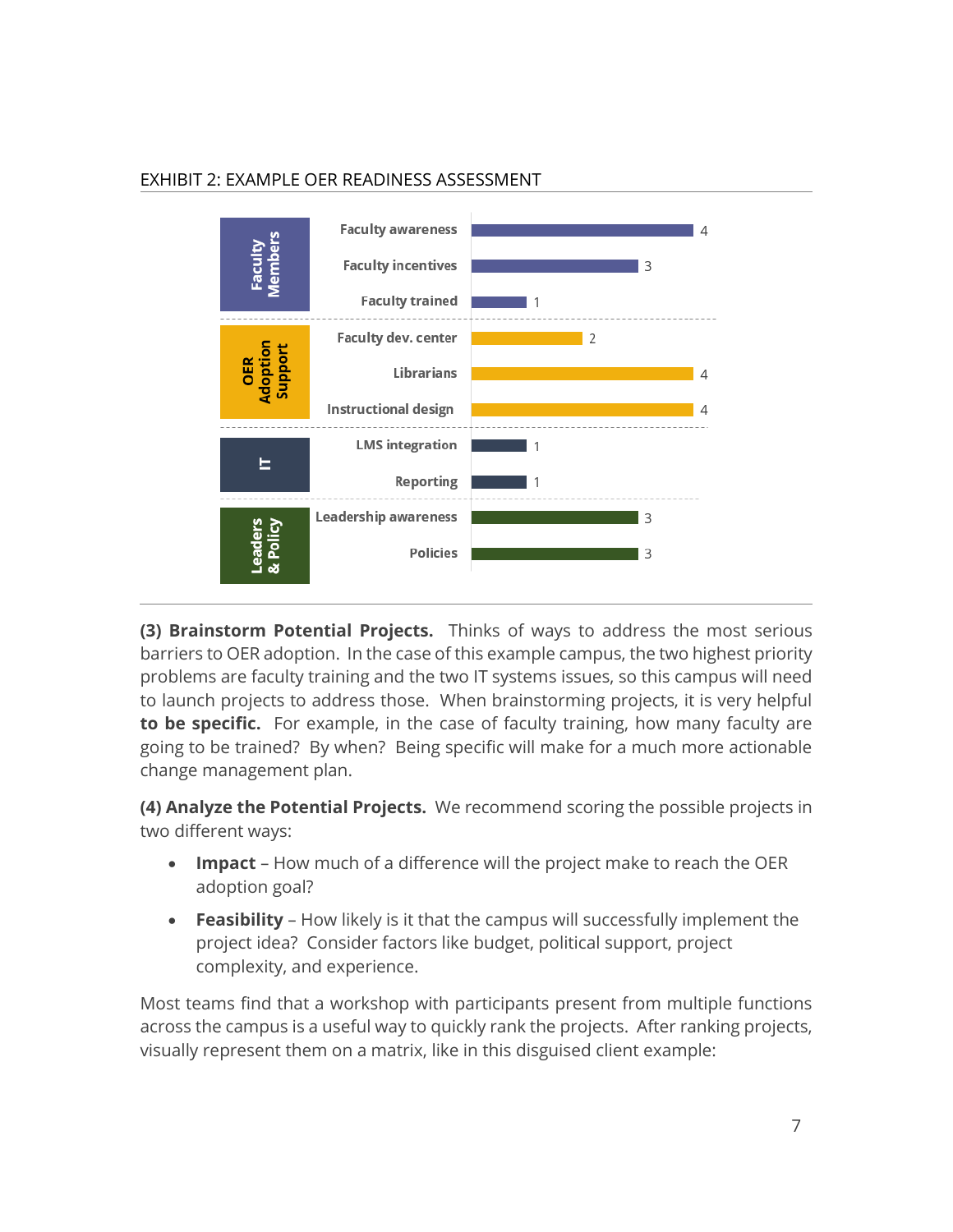EXHIBIT 2: EXAMPLE OER READINESS ASSESSMENT

| Category | Item | Score |
|---|---|---|
| Faculty Members | Faculty awareness | 4 |
| | Faculty incentives | 3 |
| | Faculty trained | 1 |
| OER Adoption Support | Faculty dev. center | 2 |
| | Librarians | 4 |
| | Instructional design | 4 |
| IT | LMS integration | 1 |
| | Reporting | 1 |
| Leaders & Policy | Leadership awareness | 3 |
| | Policies | 3 |

**(3) Brainstorm Potential Projects.** Thinks of ways to address the most serious barriers to OER adoption. In the case of this example campus, the two highest priority problems are faculty training and the two IT systems issues, so this campus will need to launch projects to address those. When brainstorming projects, it is very helpful **to be specific.** For example, in the case of faculty training, how many faculty are going to be trained? By when? Being specific will make for a much more actionable change management plan.

**(4) Analyze the Potential Projects.** We recommend scoring the possible projects in two different ways:

- **Impact** – How much of a difference will the project make to reach the OER adoption goal?
- **Feasibility** – How likely is it that the campus will successfully implement the project idea? Consider factors like budget, political support, project complexity, and experience.

Most teams find that a workshop with participants present from multiple functions across the campus is a useful way to quickly rank the projects. After ranking projects, visually represent them on a matrix, like in this disguised client example: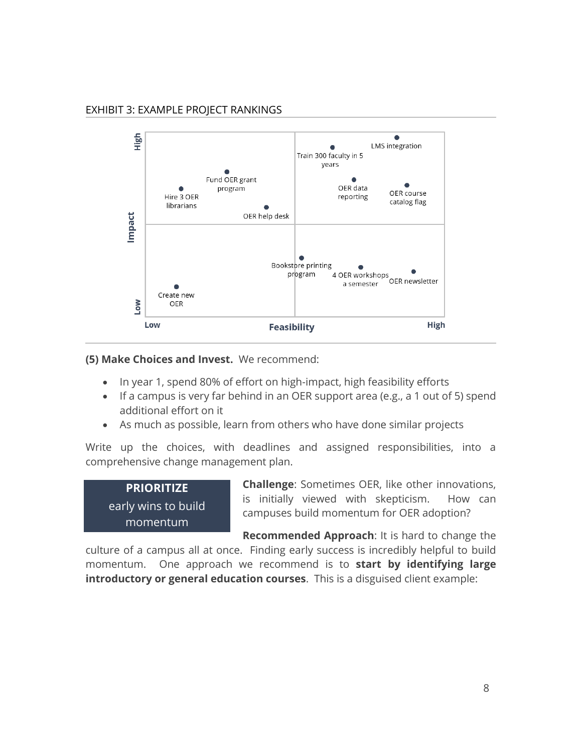EXHIBIT 3: EXAMPLE PROJECT RANKINGS

| Impact / Feasibility | Low Feasibility | High Feasibility |
|---|---|---|
| High Impact | Hire 3 OER librarians; Fund OER grant program; OER help desk | Train 300 faculty in 5 years; LMS integration; OER data reporting; OER course catalog flag |
| Low Impact | Create new OER | Bookstore printing program; 4 OER workshops a semester; OER newsletter |

**(5) Make Choices and Invest.** We recommend:

- In year 1, spend 80% of effort on high-impact, high feasibility efforts
- If a campus is very far behind in an OER support area (e.g., a 1 out of 5) spend additional effort on it
- As much as possible, learn from others who have done similar projects

Write up the choices, with deadlines and assigned responsibilities, into a comprehensive change management plan.

**PRIORITIZE**
early wins to build momentum

**Challenge**: Sometimes OER, like other innovations, is initially viewed with skepticism. How can campuses build momentum for OER adoption?

**Recommended Approach**: It is hard to change the culture of a campus all at once. Finding early success is incredibly helpful to build momentum. One approach we recommend is to **start by identifying large introductory or general education courses**. This is a disguised client example: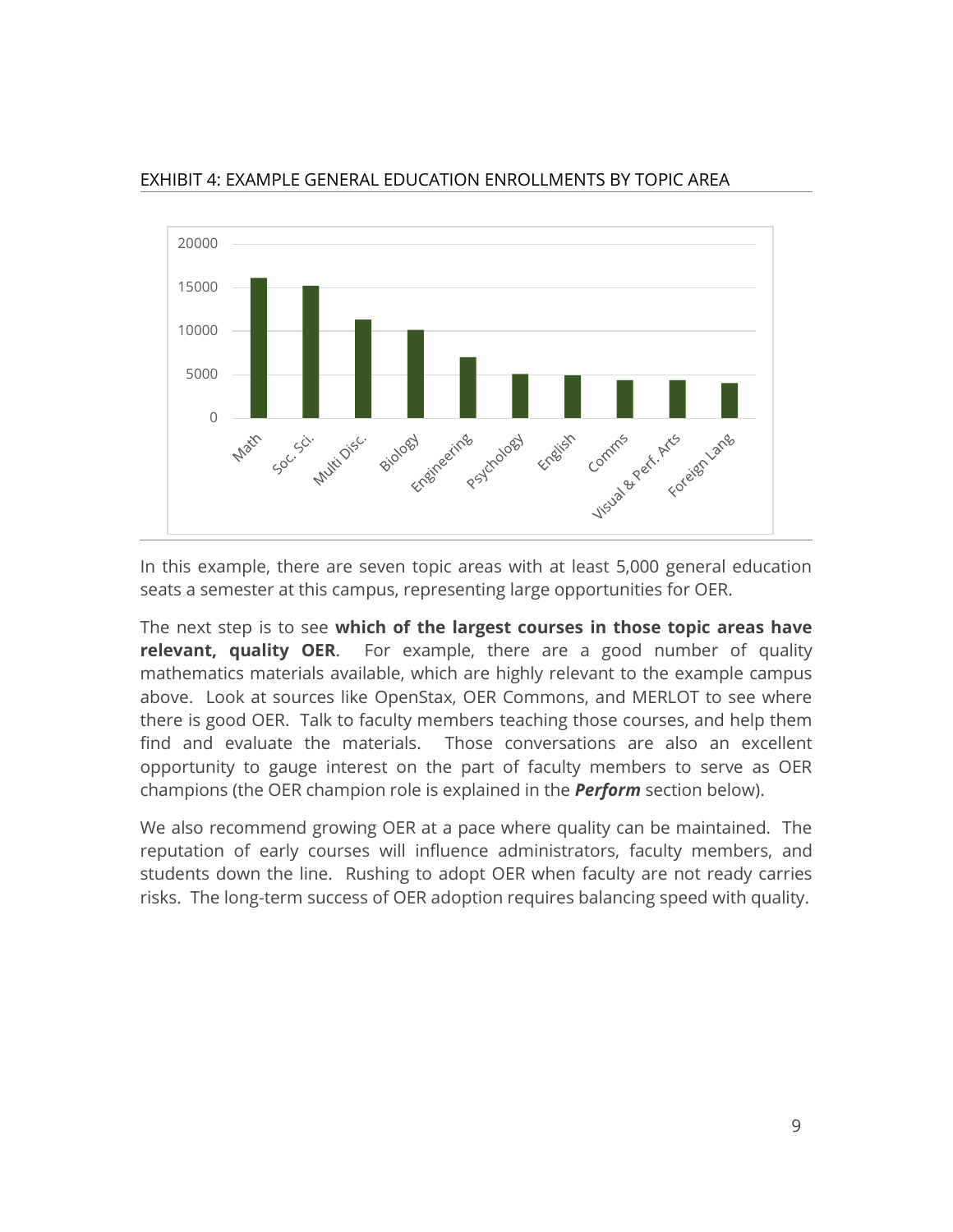EXHIBIT 4: EXAMPLE GENERAL EDUCATION ENROLLMENTS BY TOPIC AREA

In this example, there are seven topic areas with at least 5,000 general education seats a semester at this campus, representing large opportunities for OER.

The next step is to see **which of the largest courses in those topic areas have relevant, quality OER**. For example, there are a good number of quality mathematics materials available, which are highly relevant to the example campus above. Look at sources like OpenStax, OER Commons, and MERLOT to see where there is good OER. Talk to faculty members teaching those courses, and help them find and evaluate the materials. Those conversations are also an excellent opportunity to gauge interest on the part of faculty members to serve as OER champions (the OER champion role is explained in the ***Perform*** section below).

We also recommend growing OER at a pace where quality can be maintained. The reputation of early courses will influence administrators, faculty members, and students down the line. Rushing to adopt OER when faculty are not ready carries risks. The long-term success of OER adoption requires balancing speed with quality.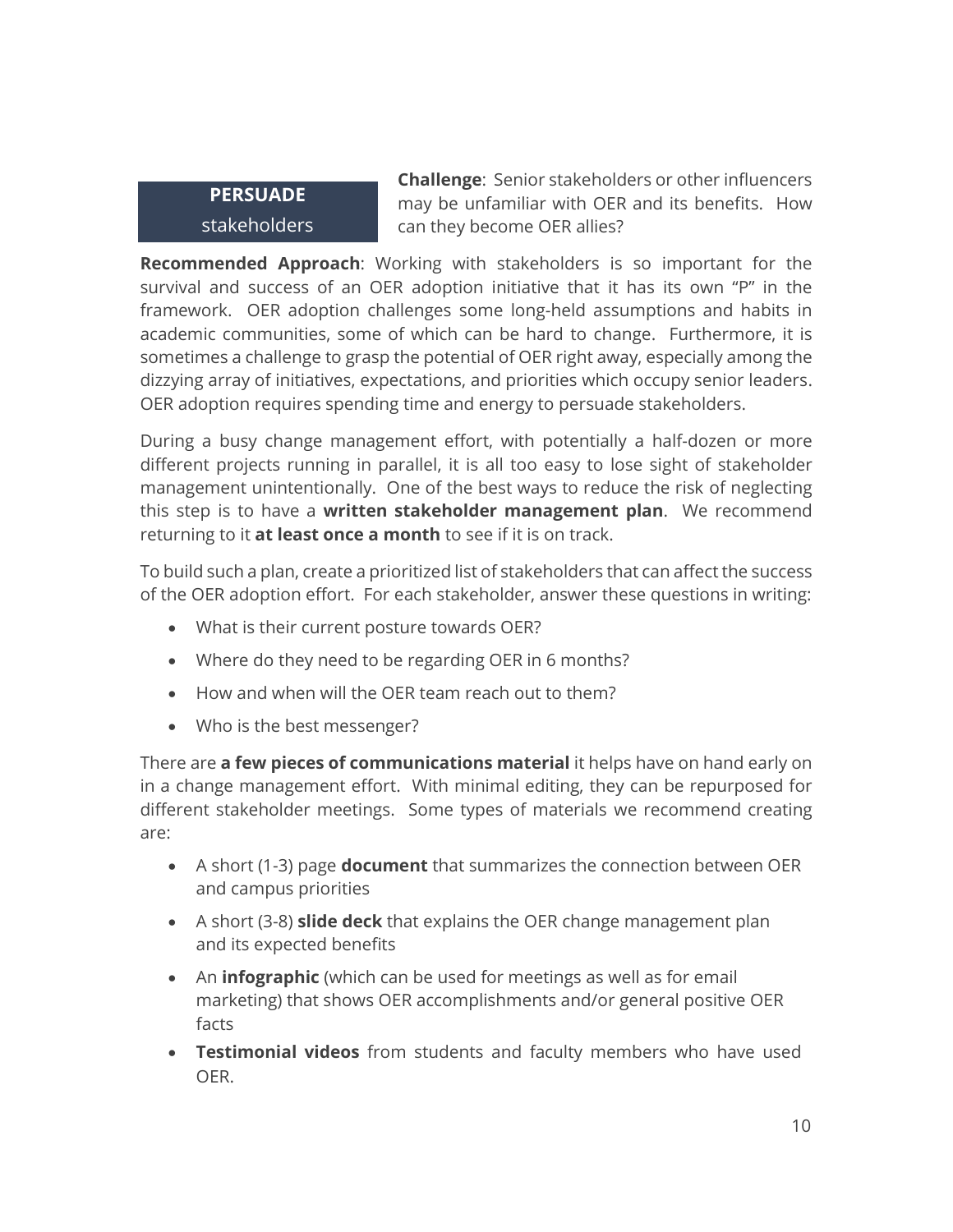## PERSUADE stakeholders

**Challenge**: Senior stakeholders or other influencers may be unfamiliar with OER and its benefits. How can they become OER allies?

**Recommended Approach**: Working with stakeholders is so important for the survival and success of an OER adoption initiative that it has its own "P" in the framework. OER adoption challenges some long-held assumptions and habits in academic communities, some of which can be hard to change. Furthermore, it is sometimes a challenge to grasp the potential of OER right away, especially among the dizzying array of initiatives, expectations, and priorities which occupy senior leaders. OER adoption requires spending time and energy to persuade stakeholders.

During a busy change management effort, with potentially a half-dozen or more different projects running in parallel, it is all too easy to lose sight of stakeholder management unintentionally. One of the best ways to reduce the risk of neglecting this step is to have a **written stakeholder management plan**. We recommend returning to it **at least once a month** to see if it is on track.

To build such a plan, create a prioritized list of stakeholders that can affect the success of the OER adoption effort. For each stakeholder, answer these questions in writing:

- What is their current posture towards OER?
- Where do they need to be regarding OER in 6 months?
- How and when will the OER team reach out to them?
- Who is the best messenger?

There are **a few pieces of communications material** it helps have on hand early on in a change management effort. With minimal editing, they can be repurposed for different stakeholder meetings. Some types of materials we recommend creating are:

- A short (1-3) page **document** that summarizes the connection between OER and campus priorities
- A short (3-8) **slide deck** that explains the OER change management plan and its expected benefits
- An **infographic** (which can be used for meetings as well as for email marketing) that shows OER accomplishments and/or general positive OER facts
- **Testimonial videos** from students and faculty members who have used OER.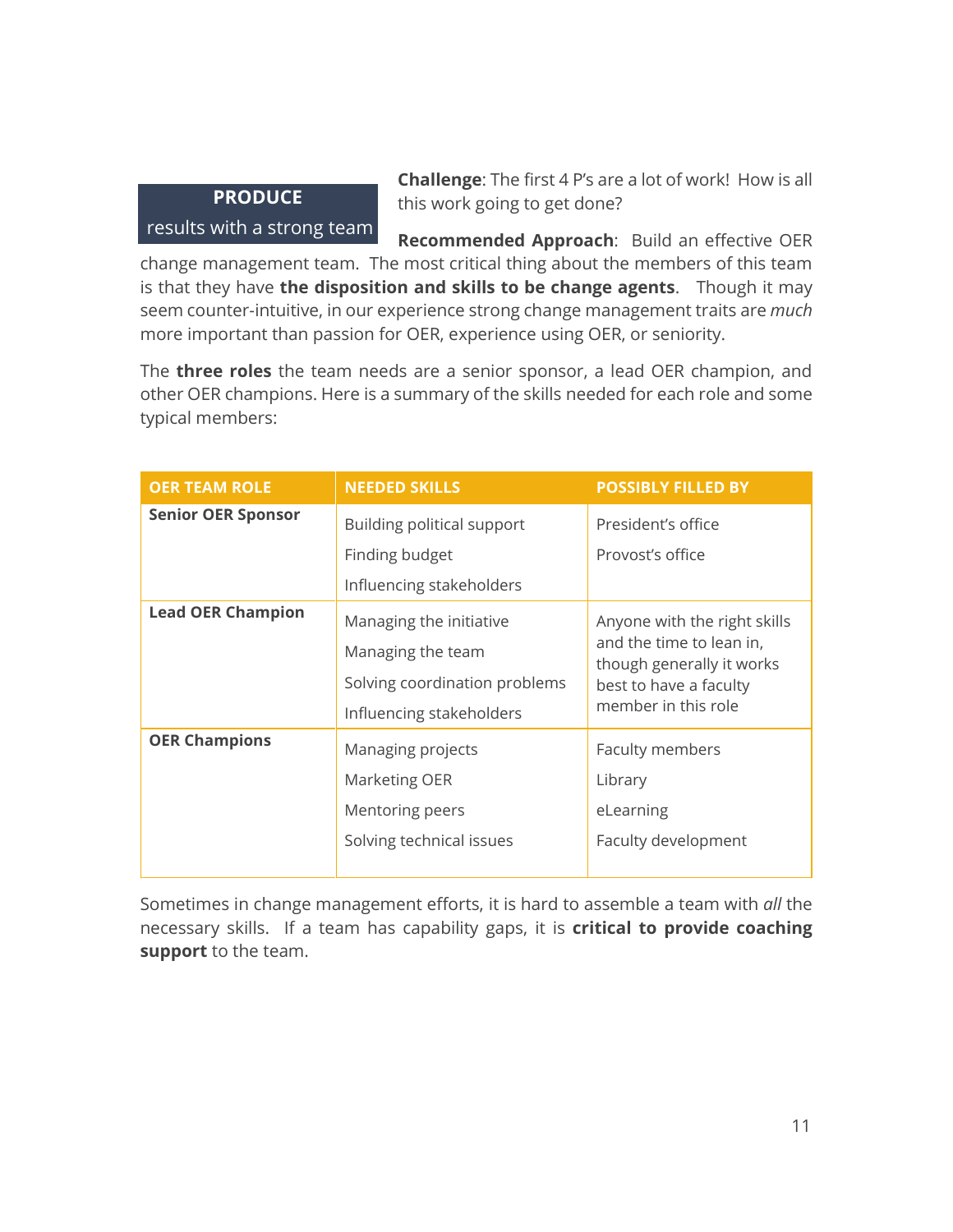**PRODUCE**
results with a strong team

**Challenge**: The first 4 P's are a lot of work! How is all this work going to get done?

**Recommended Approach**: Build an effective OER change management team. The most critical thing about the members of this team is that they have **the disposition and skills to be change agents**. Though it may seem counter-intuitive, in our experience strong change management traits are *much* more important than passion for OER, experience using OER, or seniority.

The **three roles** the team needs are a senior sponsor, a lead OER champion, and other OER champions. Here is a summary of the skills needed for each role and some typical members:

| OER TEAM ROLE | NEEDED SKILLS | POSSIBLY FILLED BY |
| --- | --- | --- |
| **Senior OER Sponsor** | Building political support<br>Finding budget<br>Influencing stakeholders | President's office<br>Provost's office |
| **Lead OER Champion** | Managing the initiative<br>Managing the team<br>Solving coordination problems<br>Influencing stakeholders | Anyone with the right skills and the time to lean in, though generally it works best to have a faculty member in this role |
| **OER Champions** | Managing projects<br>Marketing OER<br>Mentoring peers<br>Solving technical issues | Faculty members<br>Library<br>eLearning<br>Faculty development |

Sometimes in change management efforts, it is hard to assemble a team with *all* the necessary skills. If a team has capability gaps, it is **critical to provide coaching support** to the team.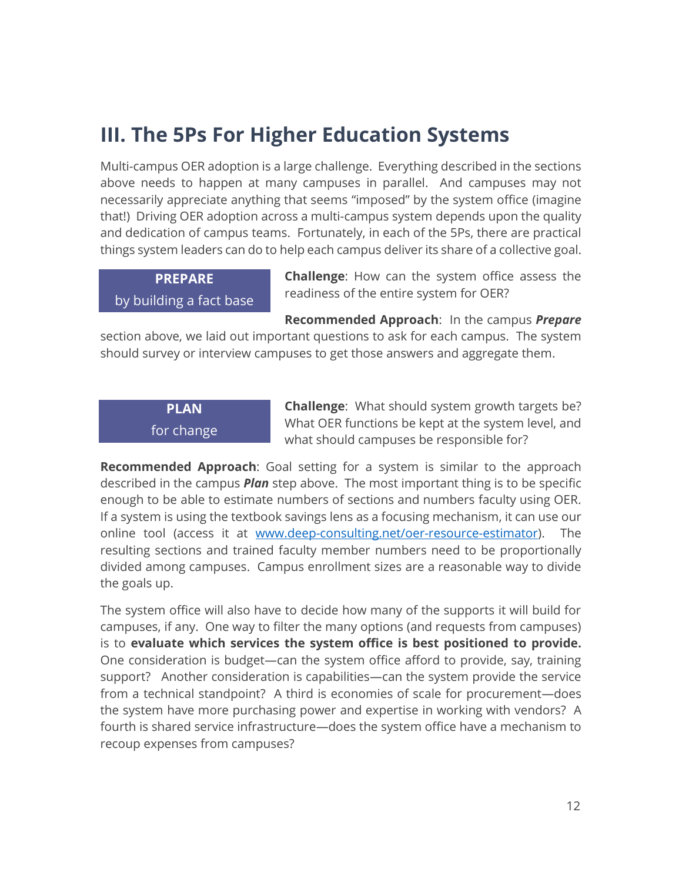## III. The 5Ps For Higher Education Systems

Multi-campus OER adoption is a large challenge. Everything described in the sections above needs to happen at many campuses in parallel. And campuses may not necessarily appreciate anything that seems "imposed" by the system office (imagine that!) Driving OER adoption across a multi-campus system depends upon the quality and dedication of campus teams. Fortunately, in each of the 5Ps, there are practical things system leaders can do to help each campus deliver its share of a collective goal.

**PREPARE**
by building a fact base

**Challenge**: How can the system office assess the readiness of the entire system for OER?

**Recommended Approach**: In the campus ***Prepare*** section above, we laid out important questions to ask for each campus. The system should survey or interview campuses to get those answers and aggregate them.

**PLAN**
for change

**Challenge**: What should system growth targets be? What OER functions be kept at the system level, and what should campuses be responsible for?

**Recommended Approach**: Goal setting for a system is similar to the approach described in the campus ***Plan*** step above. The most important thing is to be specific enough to be able to estimate numbers of sections and numbers faculty using OER. If a system is using the textbook savings lens as a focusing mechanism, it can use our online tool (access it at [www.deep-consulting.net/oer-resource-estimator](http://www.deep-consulting.net/oer-resource-estimator)). The resulting sections and trained faculty member numbers need to be proportionally divided among campuses. Campus enrollment sizes are a reasonable way to divide the goals up.

The system office will also have to decide how many of the supports it will build for campuses, if any. One way to filter the many options (and requests from campuses) is to **evaluate which services the system office is best positioned to provide.** One consideration is budget—can the system office afford to provide, say, training support? Another consideration is capabilities—can the system provide the service from a technical standpoint? A third is economies of scale for procurement—does the system have more purchasing power and expertise in working with vendors? A fourth is shared service infrastructure—does the system office have a mechanism to recoup expenses from campuses?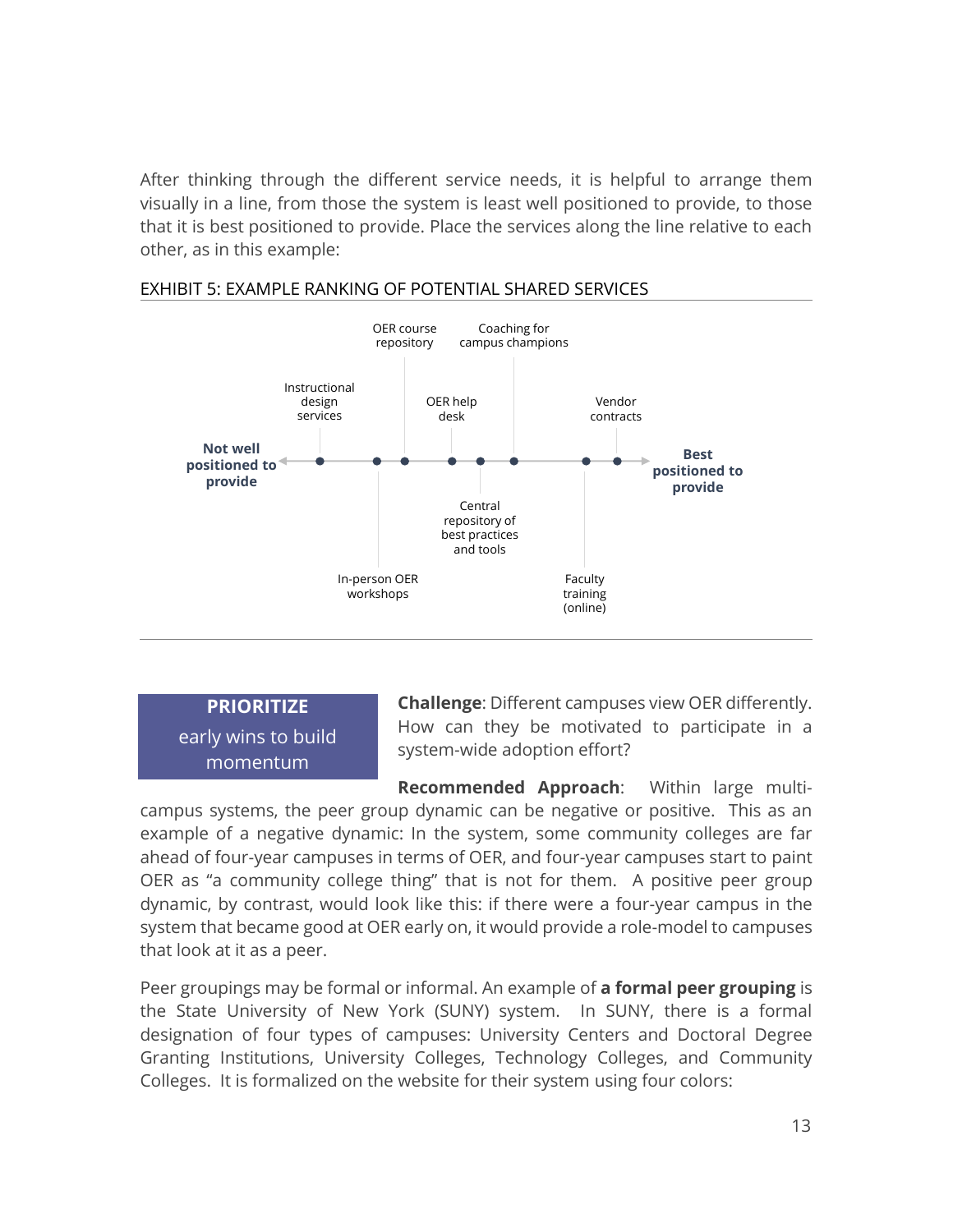After thinking through the different service needs, it is helpful to arrange them visually in a line, from those the system is least well positioned to provide, to those that it is best positioned to provide. Place the services along the line relative to each other, as in this example:

EXHIBIT 5: EXAMPLE RANKING OF POTENTIAL SHARED SERVICES

**Not well positioned to provide** ← Instructional design services — In-person OER workshops — OER course repository — OER help desk — Central repository of best practices and tools — Coaching for campus champions — Faculty training (online) — Vendor contracts → **Best positioned to provide**

**PRIORITIZE**
early wins to build momentum

**Challenge**: Different campuses view OER differently. How can they be motivated to participate in a system-wide adoption effort?

**Recommended Approach**: Within large multi-campus systems, the peer group dynamic can be negative or positive. This as an example of a negative dynamic: In the system, some community colleges are far ahead of four-year campuses in terms of OER, and four-year campuses start to paint OER as "a community college thing" that is not for them. A positive peer group dynamic, by contrast, would look like this: if there were a four-year campus in the system that became good at OER early on, it would provide a role-model to campuses that look at it as a peer.

Peer groupings may be formal or informal. An example of **a formal peer grouping** is the State University of New York (SUNY) system. In SUNY, there is a formal designation of four types of campuses: University Centers and Doctoral Degree Granting Institutions, University Colleges, Technology Colleges, and Community Colleges. It is formalized on the website for their system using four colors: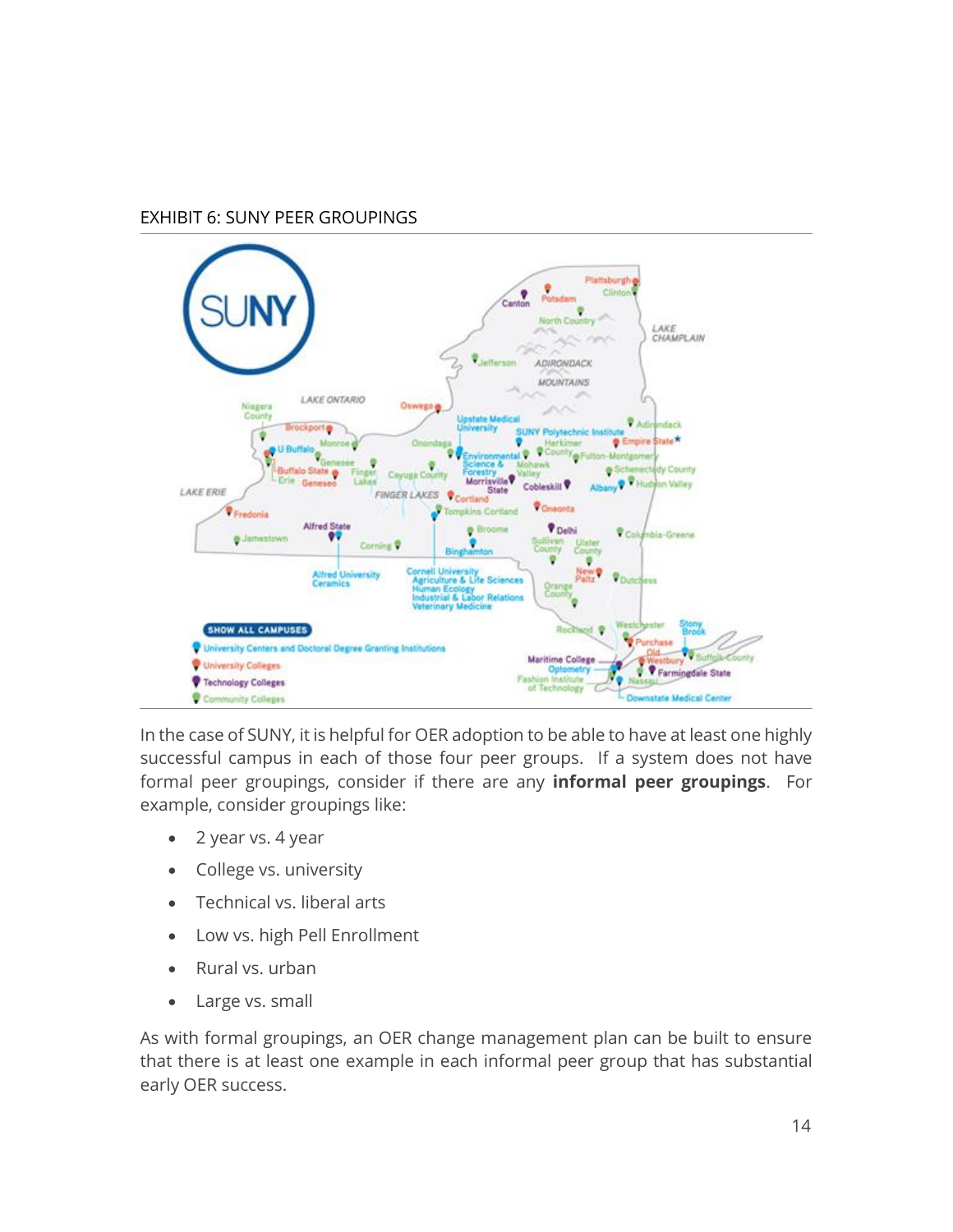EXHIBIT 6: SUNY PEER GROUPINGS

In the case of SUNY, it is helpful for OER adoption to be able to have at least one highly successful campus in each of those four peer groups. If a system does not have formal peer groupings, consider if there are any **informal peer groupings**. For example, consider groupings like:

- 2 year vs. 4 year
- College vs. university
- Technical vs. liberal arts
- Low vs. high Pell Enrollment
- Rural vs. urban
- Large vs. small

As with formal groupings, an OER change management plan can be built to ensure that there is at least one example in each informal peer group that has substantial early OER success.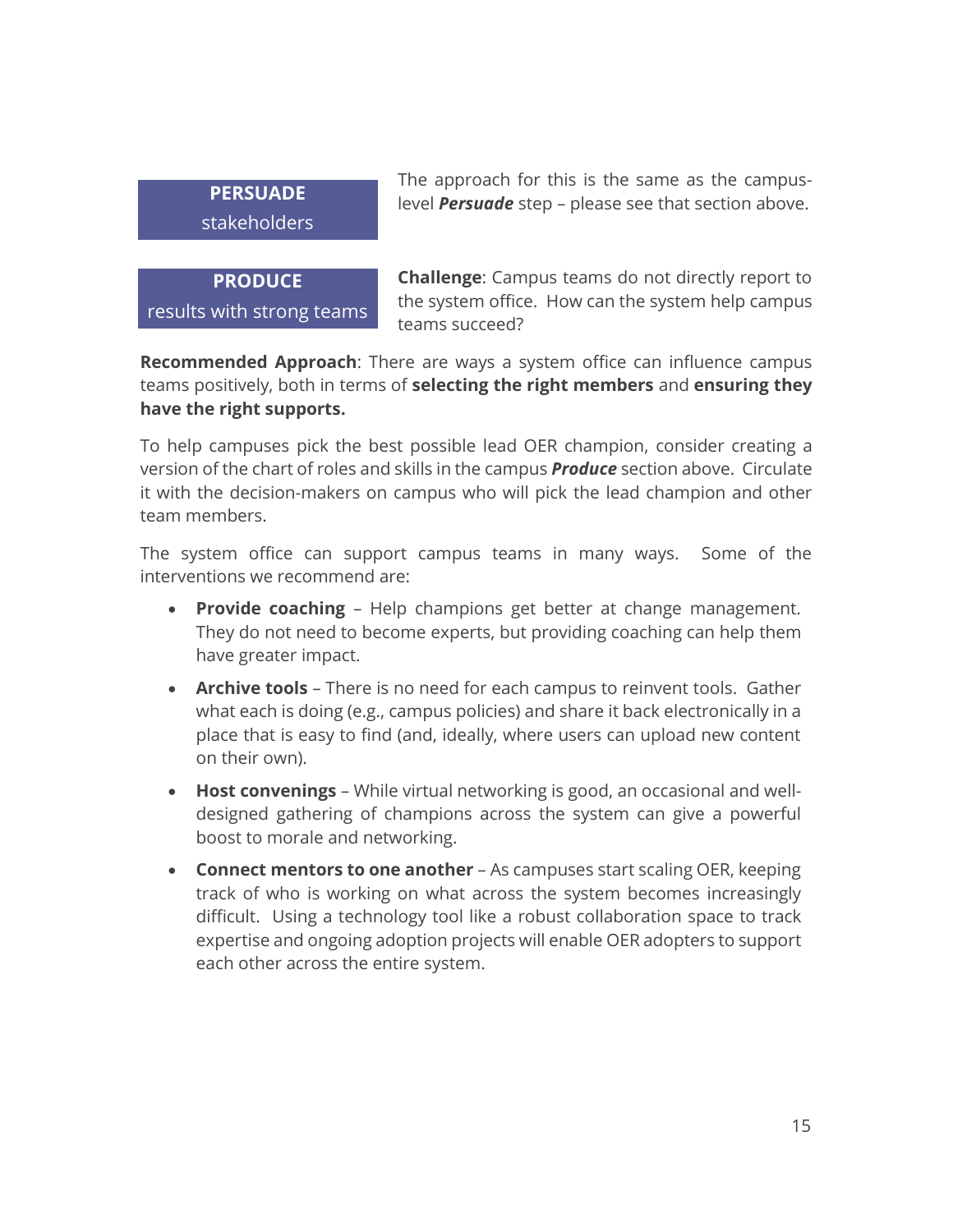**PERSUADE**
stakeholders

The approach for this is the same as the campus-level ***Persuade*** step – please see that section above.

**PRODUCE**
results with strong teams

**Challenge**: Campus teams do not directly report to the system office. How can the system help campus teams succeed?

**Recommended Approach**: There are ways a system office can influence campus teams positively, both in terms of **selecting the right members** and **ensuring they have the right supports.**

To help campuses pick the best possible lead OER champion, consider creating a version of the chart of roles and skills in the campus ***Produce*** section above. Circulate it with the decision-makers on campus who will pick the lead champion and other team members.

The system office can support campus teams in many ways. Some of the interventions we recommend are:

- **Provide coaching** – Help champions get better at change management. They do not need to become experts, but providing coaching can help them have greater impact.
- **Archive tools** – There is no need for each campus to reinvent tools. Gather what each is doing (e.g., campus policies) and share it back electronically in a place that is easy to find (and, ideally, where users can upload new content on their own).
- **Host convenings** – While virtual networking is good, an occasional and well-designed gathering of champions across the system can give a powerful boost to morale and networking.
- **Connect mentors to one another** – As campuses start scaling OER, keeping track of who is working on what across the system becomes increasingly difficult. Using a technology tool like a robust collaboration space to track expertise and ongoing adoption projects will enable OER adopters to support each other across the entire system.